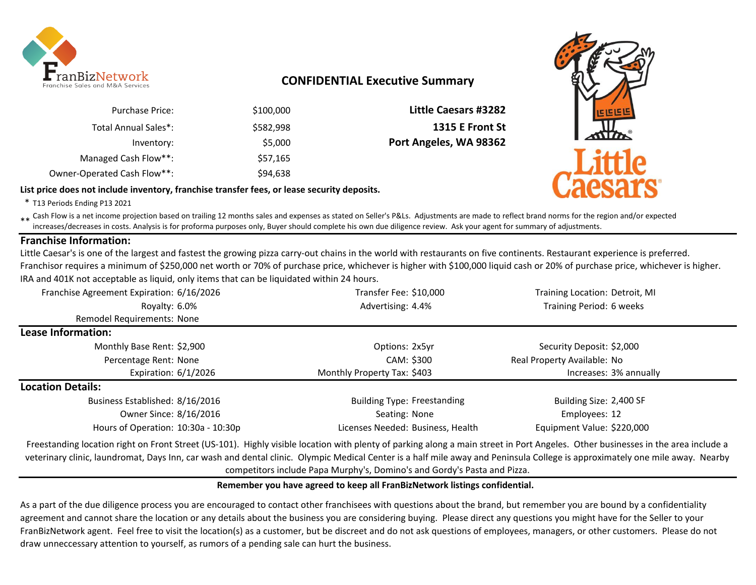# CONFIDENTIAL Executive Summary

| | |
|---|---|
| Purchase Price: | $100,000 |
| Total Annual Sales*: | $582,998 |
| Inventory: | $5,000 |
| Managed Cash Flow**: | $57,165 |
| Owner-Operated Cash Flow**: | $94,638 |

**Little Caesars #3282**
**1315 E Front St**
**Port Angeles, WA 98362**

**List price does not include inventory, franchise transfer fees, or lease security deposits.**

\* T13 Periods Ending P13 2021

\*\* Cash Flow is a net income projection based on trailing 12 months sales and expenses as stated on Seller's P&Ls. Adjustments are made to reflect brand norms for the region and/or expected increases/decreases in costs. Analysis is for proforma purposes only, Buyer should complete his own due diligence review. Ask your agent for summary of adjustments.

## Franchise Information:

Little Caesar's is one of the largest and fastest the growing pizza carry-out chains in the world with restaurants on five continents. Restaurant experience is preferred. Franchisor requires a minimum of $250,000 net worth or 70% of purchase price, whichever is higher with $100,000 liquid cash or 20% of purchase price, whichever is higher. IRA and 401K not acceptable as liquid, only items that can be liquidated within 24 hours.

| | | | | | |
|---|---|---|---|---|---|
| Franchise Agreement Expiration: | 6/16/2026 | Transfer Fee: | $10,000 | Training Location: | Detroit, MI |
| Royalty: | 6.0% | Advertising: | 4.4% | Training Period: | 6 weeks |
| Remodel Requirements: | None | | | | |

## Lease Information:

| | | | | | |
|---|---|---|---|---|---|
| Monthly Base Rent: | $2,900 | Options: | 2x5yr | Security Deposit: | $2,000 |
| Percentage Rent: | None | CAM: | $300 | Real Property Available: | No |
| Expiration: | 6/1/2026 | Monthly Property Tax: | $403 | Increases: | 3% annually |

## Location Details:

| | | | | | |
|---|---|---|---|---|---|
| Business Established: | 8/16/2016 | Building Type: | Freestanding | Building Size: | 2,400 SF |
| Owner Since: | 8/16/2016 | Seating: | None | Employees: | 12 |
| Hours of Operation: | 10:30a - 10:30p | Licenses Needed: | Business, Health | Equipment Value: | $220,000 |

Freestanding location right on Front Street (US-101). Highly visible location with plenty of parking along a main street in Port Angeles. Other businesses in the area include a veterinary clinic, laundromat, Days Inn, car wash and dental clinic. Olympic Medical Center is a half mile away and Peninsula College is approximately one mile away. Nearby competitors include Papa Murphy's, Domino's and Gordy's Pasta and Pizza.

**Remember you have agreed to keep all FranBizNetwork listings confidential.**

As a part of the due diligence process you are encouraged to contact other franchisees with questions about the brand, but remember you are bound by a confidentiality agreement and cannot share the location or any details about the business you are considering buying. Please direct any questions you might have for the Seller to your FranBizNetwork agent. Feel free to visit the location(s) as a customer, but be discreet and do not ask questions of employees, managers, or other customers. Please do not draw unneccessary attention to yourself, as rumors of a pending sale can hurt the business.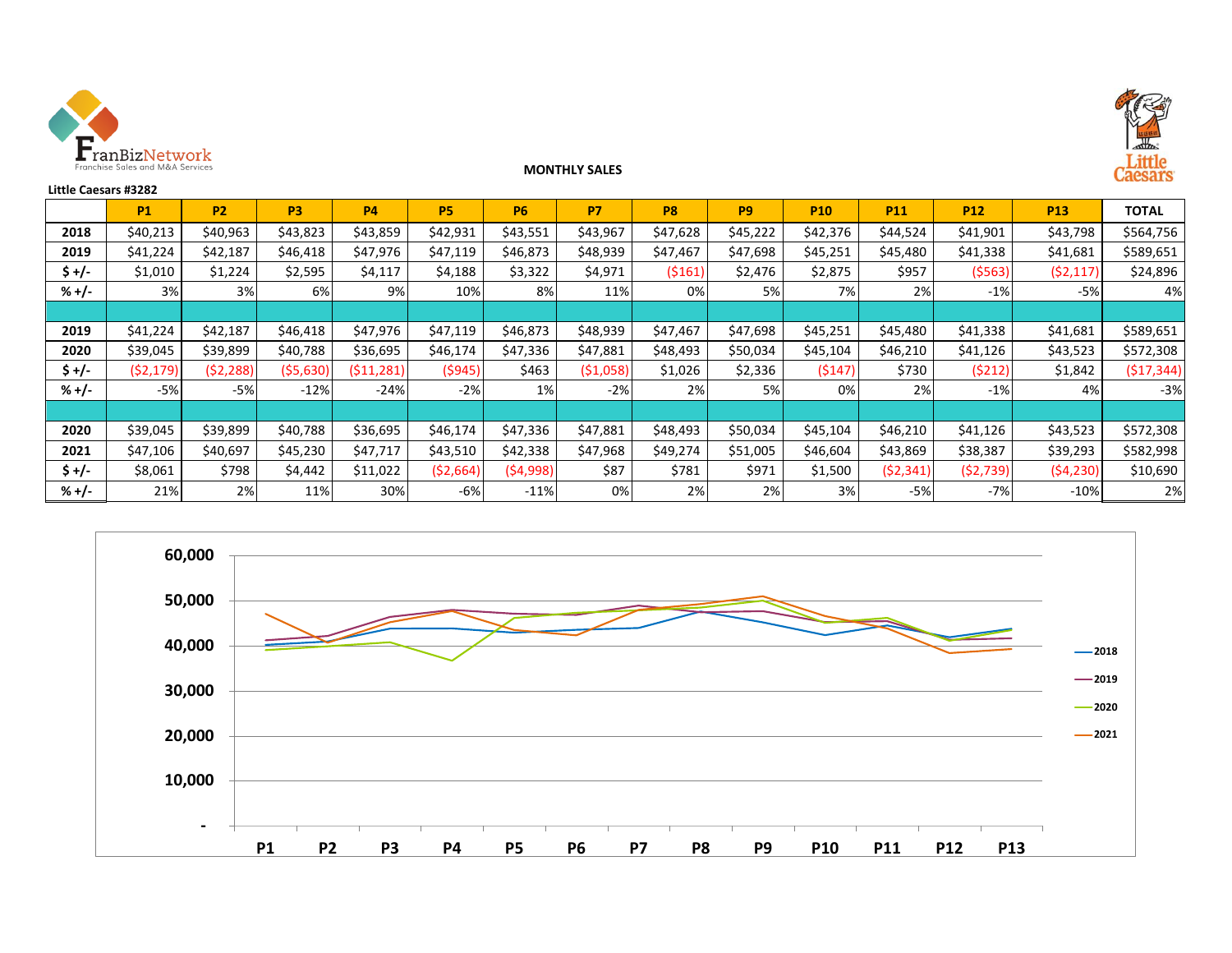**MONTHLY SALES**

**Little Caesars #3282**

| | P1 | P2 | P3 | P4 | P5 | P6 | P7 | P8 | P9 | P10 | P11 | P12 | P13 | TOTAL |
|---|---|---|---|---|---|---|---|---|---|---|---|---|---|---|
| 2018 | $40,213 | $40,963 | $43,823 | $43,859 | $42,931 | $43,551 | $43,967 | $47,628 | $45,222 | $42,376 | $44,524 | $41,901 | $43,798 | $564,756 |
| 2019 | $41,224 | $42,187 | $46,418 | $47,976 | $47,119 | $46,873 | $48,939 | $47,467 | $47,698 | $45,251 | $45,480 | $41,338 | $41,681 | $589,651 |
| $ +/- | $1,010 | $1,224 | $2,595 | $4,117 | $4,188 | $3,322 | $4,971 | ($161) | $2,476 | $2,875 | $957 | ($563) | ($2,117) | $24,896 |
| % +/- | 3% | 3% | 6% | 9% | 10% | 8% | 11% | 0% | 5% | 7% | 2% | -1% | -5% | 4% |
| | | | | | | | | | | | | | | |
| 2019 | $41,224 | $42,187 | $46,418 | $47,976 | $47,119 | $46,873 | $48,939 | $47,467 | $47,698 | $45,251 | $45,480 | $41,338 | $41,681 | $589,651 |
| 2020 | $39,045 | $39,899 | $40,788 | $36,695 | $46,174 | $47,336 | $47,881 | $48,493 | $50,034 | $45,104 | $46,210 | $41,126 | $43,523 | $572,308 |
| $ +/- | ($2,179) | ($2,288) | ($5,630) | ($11,281) | ($945) | $463 | ($1,058) | $1,026 | $2,336 | ($147) | $730 | ($212) | $1,842 | ($17,344) |
| % +/- | -5% | -5% | -12% | -24% | -2% | 1% | -2% | 2% | 5% | 0% | 2% | -1% | 4% | -3% |
| | | | | | | | | | | | | | | |
| 2020 | $39,045 | $39,899 | $40,788 | $36,695 | $46,174 | $47,336 | $47,881 | $48,493 | $50,034 | $45,104 | $46,210 | $41,126 | $43,523 | $572,308 |
| 2021 | $47,106 | $40,697 | $45,230 | $47,717 | $43,510 | $42,338 | $47,968 | $49,274 | $51,005 | $46,604 | $43,869 | $38,387 | $39,293 | $582,998 |
| $ +/- | $8,061 | $798 | $4,442 | $11,022 | ($2,664) | ($4,998) | $87 | $781 | $971 | $1,500 | ($2,341) | ($2,739) | ($4,230) | $10,690 |
| % +/- | 21% | 2% | 11% | 30% | -6% | -11% | 0% | 2% | 2% | 3% | -5% | -7% | -10% | 2% |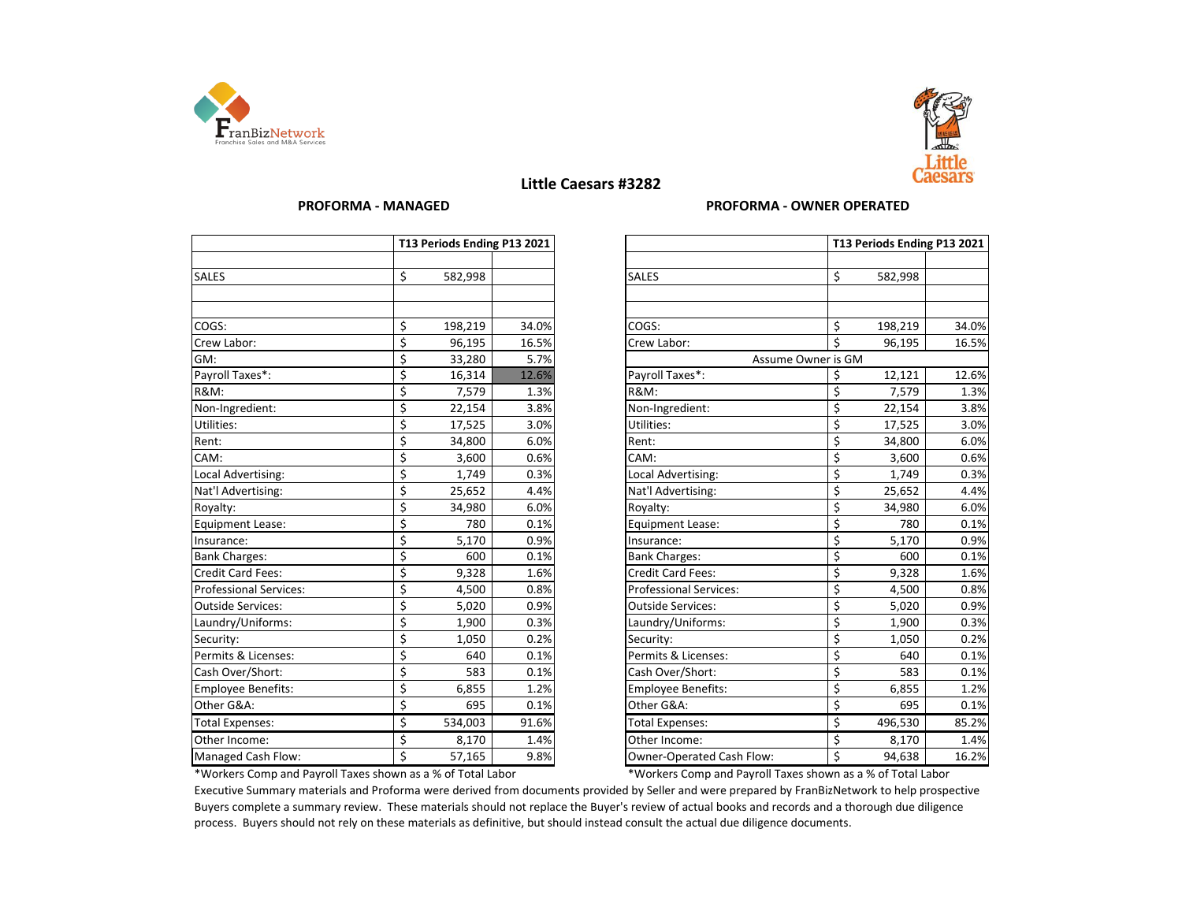FranBizNetwork
Franchise Sales and M&A Services

# Little Caesars #3282

## PROFORMA - MANAGED

| | T13 Periods Ending P13 2021 | |
|---|---|---|
| SALES | $ 582,998 | |
| COGS: | $ 198,219 | 34.0% |
| Crew Labor: | $ 96,195 | 16.5% |
| GM: | $ 33,280 | 5.7% |
| Payroll Taxes*: | $ 16,314 | 12.6% |
| R&M: | $ 7,579 | 1.3% |
| Non-Ingredient: | $ 22,154 | 3.8% |
| Utilities: | $ 17,525 | 3.0% |
| Rent: | $ 34,800 | 6.0% |
| CAM: | $ 3,600 | 0.6% |
| Local Advertising: | $ 1,749 | 0.3% |
| Nat'l Advertising: | $ 25,652 | 4.4% |
| Royalty: | $ 34,980 | 6.0% |
| Equipment Lease: | $ 780 | 0.1% |
| Insurance: | $ 5,170 | 0.9% |
| Bank Charges: | $ 600 | 0.1% |
| Credit Card Fees: | $ 9,328 | 1.6% |
| Professional Services: | $ 4,500 | 0.8% |
| Outside Services: | $ 5,020 | 0.9% |
| Laundry/Uniforms: | $ 1,900 | 0.3% |
| Security: | $ 1,050 | 0.2% |
| Permits & Licenses: | $ 640 | 0.1% |
| Cash Over/Short: | $ 583 | 0.1% |
| Employee Benefits: | $ 6,855 | 1.2% |
| Other G&A: | $ 695 | 0.1% |
| Total Expenses: | $ 534,003 | 91.6% |
| Other Income: | $ 8,170 | 1.4% |
| Managed Cash Flow: | $ 57,165 | 9.8% |

*Workers Comp and Payroll Taxes shown as a % of Total Labor

## PROFORMA - OWNER OPERATED

| | T13 Periods Ending P13 2021 | |
|---|---|---|
| SALES | $ 582,998 | |
| COGS: | $ 198,219 | 34.0% |
| Crew Labor: | $ 96,195 | 16.5% |
| Assume Owner is GM | | |
| Payroll Taxes*: | $ 12,121 | 12.6% |
| R&M: | $ 7,579 | 1.3% |
| Non-Ingredient: | $ 22,154 | 3.8% |
| Utilities: | $ 17,525 | 3.0% |
| Rent: | $ 34,800 | 6.0% |
| CAM: | $ 3,600 | 0.6% |
| Local Advertising: | $ 1,749 | 0.3% |
| Nat'l Advertising: | $ 25,652 | 4.4% |
| Royalty: | $ 34,980 | 6.0% |
| Equipment Lease: | $ 780 | 0.1% |
| Insurance: | $ 5,170 | 0.9% |
| Bank Charges: | $ 600 | 0.1% |
| Credit Card Fees: | $ 9,328 | 1.6% |
| Professional Services: | $ 4,500 | 0.8% |
| Outside Services: | $ 5,020 | 0.9% |
| Laundry/Uniforms: | $ 1,900 | 0.3% |
| Security: | $ 1,050 | 0.2% |
| Permits & Licenses: | $ 640 | 0.1% |
| Cash Over/Short: | $ 583 | 0.1% |
| Employee Benefits: | $ 6,855 | 1.2% |
| Other G&A: | $ 695 | 0.1% |
| Total Expenses: | $ 496,530 | 85.2% |
| Other Income: | $ 8,170 | 1.4% |
| Owner-Operated Cash Flow: | $ 94,638 | 16.2% |

*Workers Comp and Payroll Taxes shown as a % of Total Labor

Executive Summary materials and Proforma were derived from documents provided by Seller and were prepared by FranBizNetwork to help prospective Buyers complete a summary review. These materials should not replace the Buyer's review of actual books and records and a thorough due diligence process. Buyers should not rely on these materials as definitive, but should instead consult the actual due diligence documents.